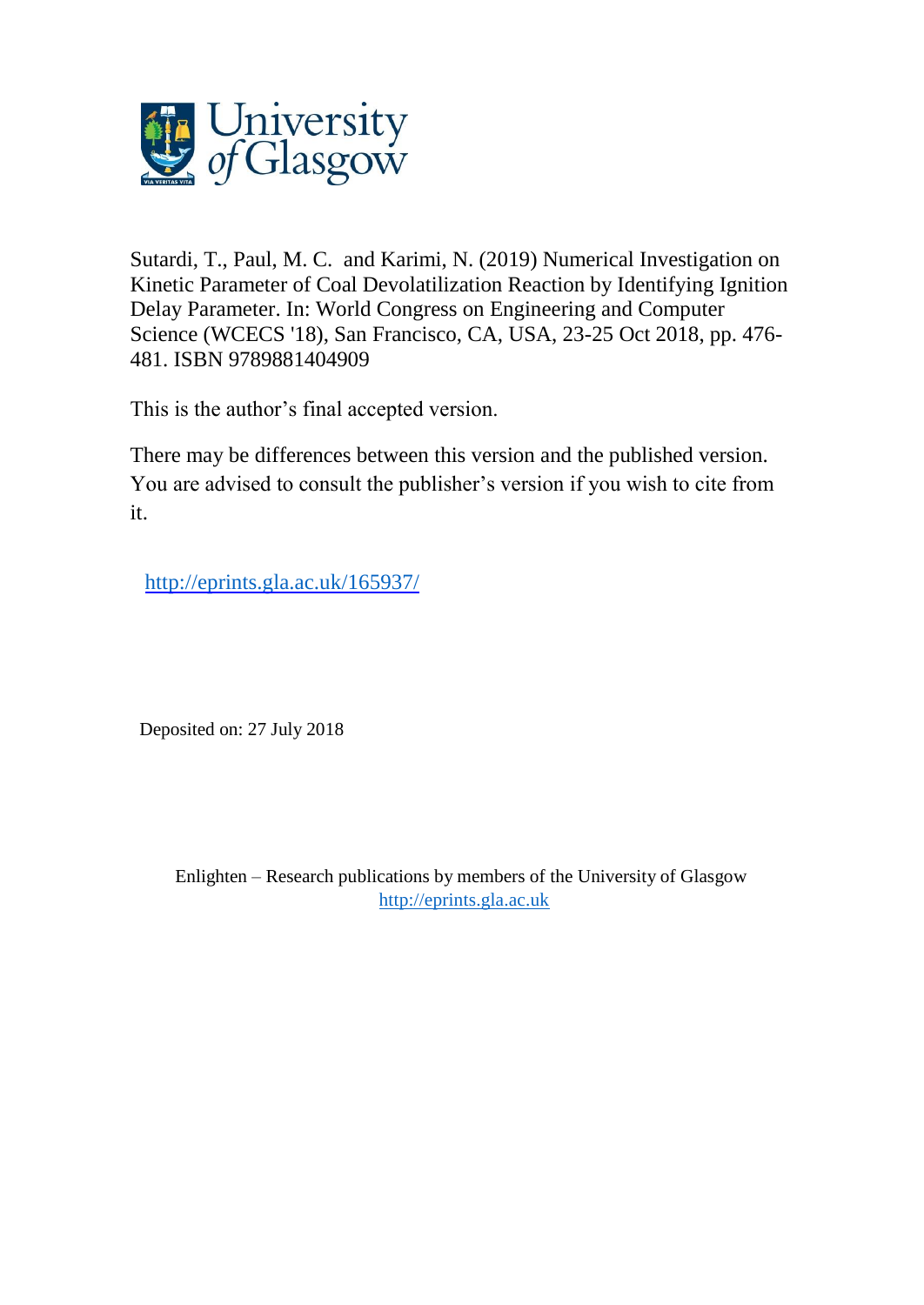Sutardi, T., Paul, M. C. and Karimi, N. (2019) Numerical Investigation on Kinetic Parameter of Coal Devolatilization Reaction by Identifying Ignition Delay Parameter. In: World Congress on Engineering and Computer Science (WCECS '18), San Francisco, CA, USA, 23-25 Oct 2018, pp. 476-481. ISBN 9789881404909

This is the author's final accepted version.

There may be differences between this version and the published version. You are advised to consult the publisher's version if you wish to cite from it.

http://eprints.gla.ac.uk/165937/

Deposited on: 27 July 2018

Enlighten – Research publications by members of the University of Glasgow
http://eprints.gla.ac.uk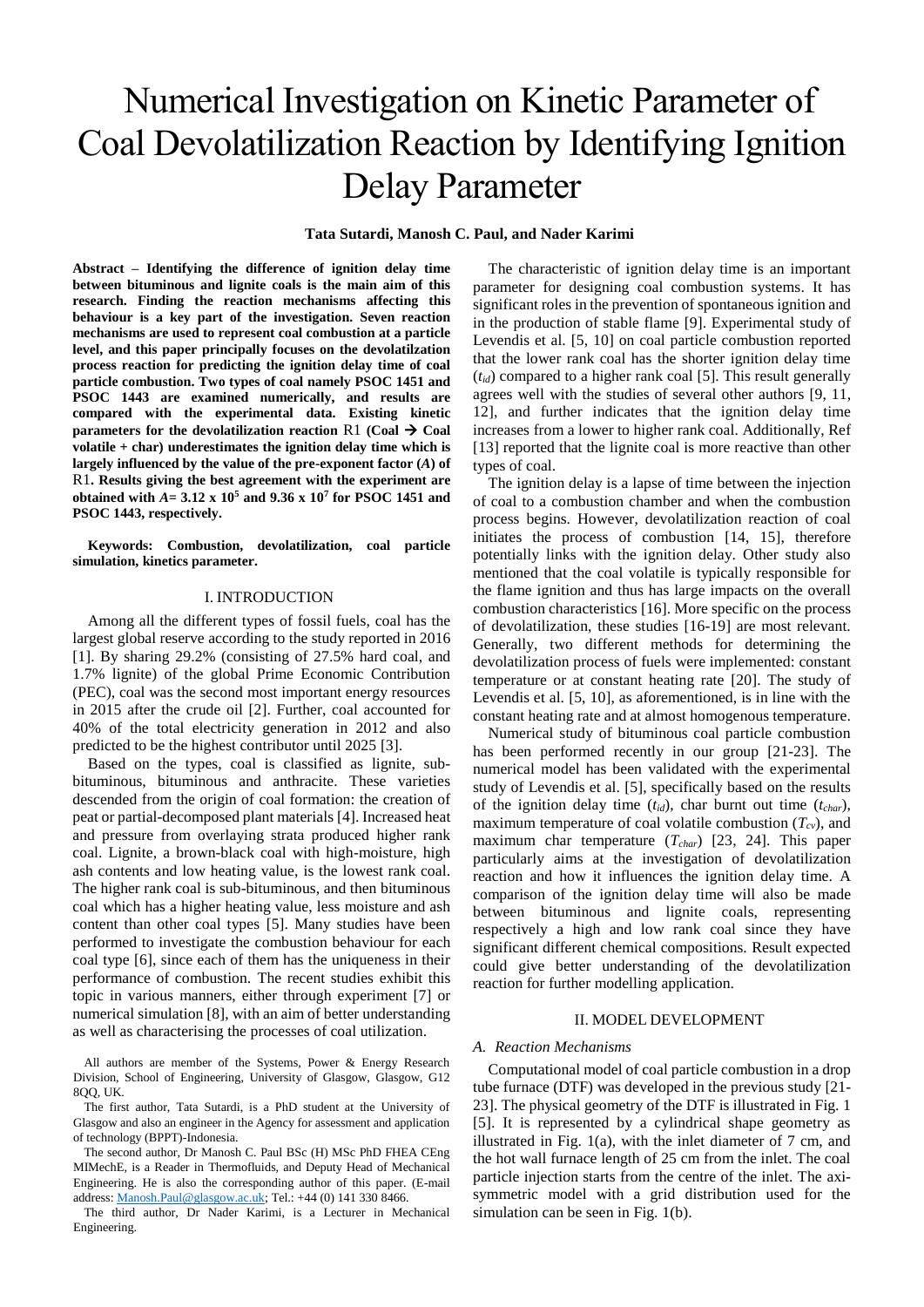# Numerical Investigation on Kinetic Parameter of Coal Devolatilization Reaction by Identifying Ignition Delay Parameter

**Tata Sutardi, Manosh C. Paul, and Nader Karimi**

**Abstract – Identifying the difference of ignition delay time between bituminous and lignite coals is the main aim of this research. Finding the reaction mechanisms affecting this behaviour is a key part of the investigation. Seven reaction mechanisms are used to represent coal combustion at a particle level, and this paper principally focuses on the devolatilization process reaction for predicting the ignition delay time of coal particle combustion. Two types of coal namely PSOC 1451 and PSOC 1443 are examined numerically, and results are compared with the experimental data. Existing kinetic parameters for the devolatilization reaction R1 (Coal → Coal volatile + char) underestimates the ignition delay time which is largely influenced by the value of the pre-exponent factor (*A*) of R1. Results giving the best agreement with the experiment are obtained with $A = 3.12 \times 10^5$ and $9.36 \times 10^7$ for PSOC 1451 and PSOC 1443, respectively.**

**Keywords: Combustion, devolatilization, coal particle simulation, kinetics parameter.**

## I. INTRODUCTION

Among all the different types of fossil fuels, coal has the largest global reserve according to the study reported in 2016 [1]. By sharing 29.2% (consisting of 27.5% hard coal, and 1.7% lignite) of the global Prime Economic Contribution (PEC), coal was the second most important energy resources in 2015 after the crude oil [2]. Further, coal accounted for 40% of the total electricity generation in 2012 and also predicted to be the highest contributor until 2025 [3].

Based on the types, coal is classified as lignite, sub-bituminous, bituminous and anthracite. These varieties descended from the origin of coal formation: the creation of peat or partial-decomposed plant materials [4]. Increased heat and pressure from overlaying strata produced higher rank coal. Lignite, a brown-black coal with high-moisture, high ash contents and low heating value, is the lowest rank coal. The higher rank coal is sub-bituminous, and then bituminous coal which has a higher heating value, less moisture and ash content than other coal types [5]. Many studies have been performed to investigate the combustion behaviour for each coal type [6], since each of them has the uniqueness in their performance of combustion. The recent studies exhibit this topic in various manners, either through experiment [7] or numerical simulation [8], with an aim of better understanding as well as characterising the processes of coal utilization.

All authors are member of the Systems, Power & Energy Research Division, School of Engineering, University of Glasgow, Glasgow, G12 8QQ, UK.

The first author, Tata Sutardi, is a PhD student at the University of Glasgow and also an engineer in the Agency for assessment and application of technology (BPPT)-Indonesia.

The second author, Dr Manosh C. Paul BSc (H) MSc PhD FHEA CEng MIMechE, is a Reader in Thermofluids, and Deputy Head of Mechanical Engineering. He is also the corresponding author of this paper. (E-mail address: Manosh.Paul@glasgow.ac.uk; Tel.: +44 (0) 141 330 8466.

The third author, Dr Nader Karimi, is a Lecturer in Mechanical Engineering.

The characteristic of ignition delay time is an important parameter for designing coal combustion systems. It has significant roles in the prevention of spontaneous ignition and in the production of stable flame [9]. Experimental study of Levendis et al. [5, 10] on coal particle combustion reported that the lower rank coal has the shorter ignition delay time ($t_{id}$) compared to a higher rank coal [5]. This result generally agrees well with the studies of several other authors [9, 11, 12], and further indicates that the ignition delay time increases from a lower to higher rank coal. Additionally, Ref [13] reported that the lignite coal is more reactive than other types of coal.

The ignition delay is a lapse of time between the injection of coal to a combustion chamber and when the combustion process begins. However, devolatilization reaction of coal initiates the process of combustion [14, 15], therefore potentially links with the ignition delay. Other study also mentioned that the coal volatile is typically responsible for the flame ignition and thus has large impacts on the overall combustion characteristics [16]. More specific on the process of devolatilization, these studies [16-19] are most relevant. Generally, two different methods for determining the devolatilization process of fuels were implemented: constant temperature or at constant heating rate [20]. The study of Levendis et al. [5, 10], as aforementioned, is in line with the constant heating rate and at almost homogenous temperature.

Numerical study of bituminous coal particle combustion has been performed recently in our group [21-23]. The numerical model has been validated with the experimental study of Levendis et al. [5], specifically based on the results of the ignition delay time ($t_{id}$), char burnt out time ($t_{char}$), maximum temperature of coal volatile combustion ($T_{cv}$), and maximum char temperature ($T_{char}$) [23, 24]. This paper particularly aims at the investigation of devolatilization reaction and how it influences the ignition delay time. A comparison of the ignition delay time will also be made between bituminous and lignite coals, representing respectively a high and low rank coal since they have significant different chemical compositions. Result expected could give better understanding of the devolatilization reaction for further modelling application.

## II. MODEL DEVELOPMENT

### A. Reaction Mechanisms

Computational model of coal particle combustion in a drop tube furnace (DTF) was developed in the previous study [21-23]. The physical geometry of the DTF is illustrated in Fig. 1 [5]. It is represented by a cylindrical shape geometry as illustrated in Fig. 1(a), with the inlet diameter of 7 cm, and the hot wall furnace length of 25 cm from the inlet. The coal particle injection starts from the centre of the inlet. The axi-symmetric model with a grid distribution used for the simulation can be seen in Fig. 1(b).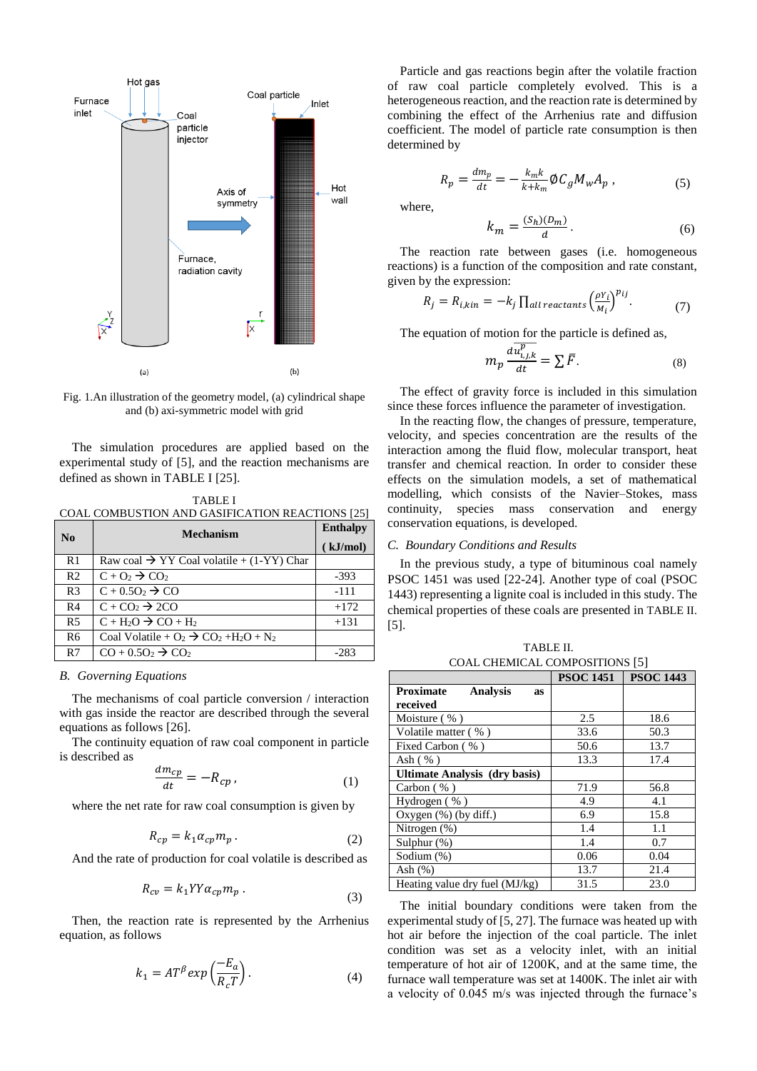Fig. 1.An illustration of the geometry model, (a) cylindrical shape and (b) axi-symmetric model with grid

The simulation procedures are applied based on the experimental study of [5], and the reaction mechanisms are defined as shown in TABLE I [25].

TABLE I
COAL COMBUSTION AND GASIFICATION REACTIONS [25]

| No | Mechanism | Enthalpy (kJ/mol) |
|---|---|---|
| R1 | Raw coal → YY Coal volatile + (1-YY) Char | |
| R2 | $C + O_2 \rightarrow CO_2$ | -393 |
| R3 | $C + 0.5O_2 \rightarrow CO$ | -111 |
| R4 | $C + CO_2 \rightarrow 2CO$ | +172 |
| R5 | $C + H_2O \rightarrow CO + H_2$ | +131 |
| R6 | Coal Volatile + $O_2 \rightarrow CO_2 + H_2O + N_2$ | |
| R7 | $CO + 0.5O_2 \rightarrow CO_2$ | -283 |

### B. Governing Equations

The mechanisms of coal particle conversion / interaction with gas inside the reactor are described through the several equations as follows [26].

The continuity equation of raw coal component in particle is described as

$$\frac{dm_{cp}}{dt} = -R_{cp}\,, \quad (1)$$

where the net rate for raw coal consumption is given by

$$R_{cp} = k_1 \alpha_{cp} m_p\,. \quad (2)$$

And the rate of production for coal volatile is described as

$$R_{cv} = k_1 YY \alpha_{cp} m_p\,. \quad (3)$$

Then, the reaction rate is represented by the Arrhenius equation, as follows

$$k_1 = AT^{\beta} exp\left(\frac{-E_a}{R_c T}\right). \quad (4)$$

Particle and gas reactions begin after the volatile fraction of raw coal particle completely evolved. This is a heterogeneous reaction, and the reaction rate is determined by combining the effect of the Arrhenius rate and diffusion coefficient. The model of particle rate consumption is then determined by

$$R_p = \frac{dm_p}{dt} = -\frac{k_m k}{k+k_m} \emptyset C_g M_w A_p\,, \quad (5)$$

where,

$$k_m = \frac{(S_h)(D_m)}{d}\,. \quad (6)$$

The reaction rate between gases (i.e. homogeneous reactions) is a function of the composition and rate constant, given by the expression:

$$R_j = R_{i,kin} = -k_j \prod_{all\,reactants} \left(\frac{\rho Y_i}{M_i}\right)^{p_{ij}}. \quad (7)$$

The equation of motion for the particle is defined as,

$$m_p \frac{d\overline{u^p_{i,j,k}}}{dt} = \sum \bar{F}\,. \quad (8)$$

The effect of gravity force is included in this simulation since these forces influence the parameter of investigation.

In the reacting flow, the changes of pressure, temperature, velocity, and species concentration are the results of the interaction among the fluid flow, molecular transport, heat transfer and chemical reaction. In order to consider these effects on the simulation models, a set of mathematical modelling, which consists of the Navier–Stokes, mass continuity, species mass conservation and energy conservation equations, is developed.

### C. Boundary Conditions and Results

In the previous study, a type of bituminous coal namely PSOC 1451 was used [22-24]. Another type of coal (PSOC 1443) representing a lignite coal is included in this study. The chemical properties of these coals are presented in TABLE II. [5].

TABLE II.
COAL CHEMICAL COMPOSITIONS [5]

| | PSOC 1451 | PSOC 1443 |
|---|---|---|
| **Proximate Analysis as received** | | |
| Moisture ( % ) | 2.5 | 18.6 |
| Volatile matter ( % ) | 33.6 | 50.3 |
| Fixed Carbon ( % ) | 50.6 | 13.7 |
| Ash ( % ) | 13.3 | 17.4 |
| **Ultimate Analysis (dry basis)** | | |
| Carbon ( % ) | 71.9 | 56.8 |
| Hydrogen ( % ) | 4.9 | 4.1 |
| Oxygen (%) (by diff.) | 6.9 | 15.8 |
| Nitrogen (%) | 1.4 | 1.1 |
| Sulphur (%) | 1.4 | 0.7 |
| Sodium (%) | 0.06 | 0.04 |
| Ash (%) | 13.7 | 21.4 |
| Heating value dry fuel (MJ/kg) | 31.5 | 23.0 |

The initial boundary conditions were taken from the experimental study of [5, 27]. The furnace was heated up with hot air before the injection of the coal particle. The inlet condition was set as a velocity inlet, with an initial temperature of hot air of 1200K, and at the same time, the furnace wall temperature was set at 1400K. The inlet air with a velocity of 0.045 m/s was injected through the furnace's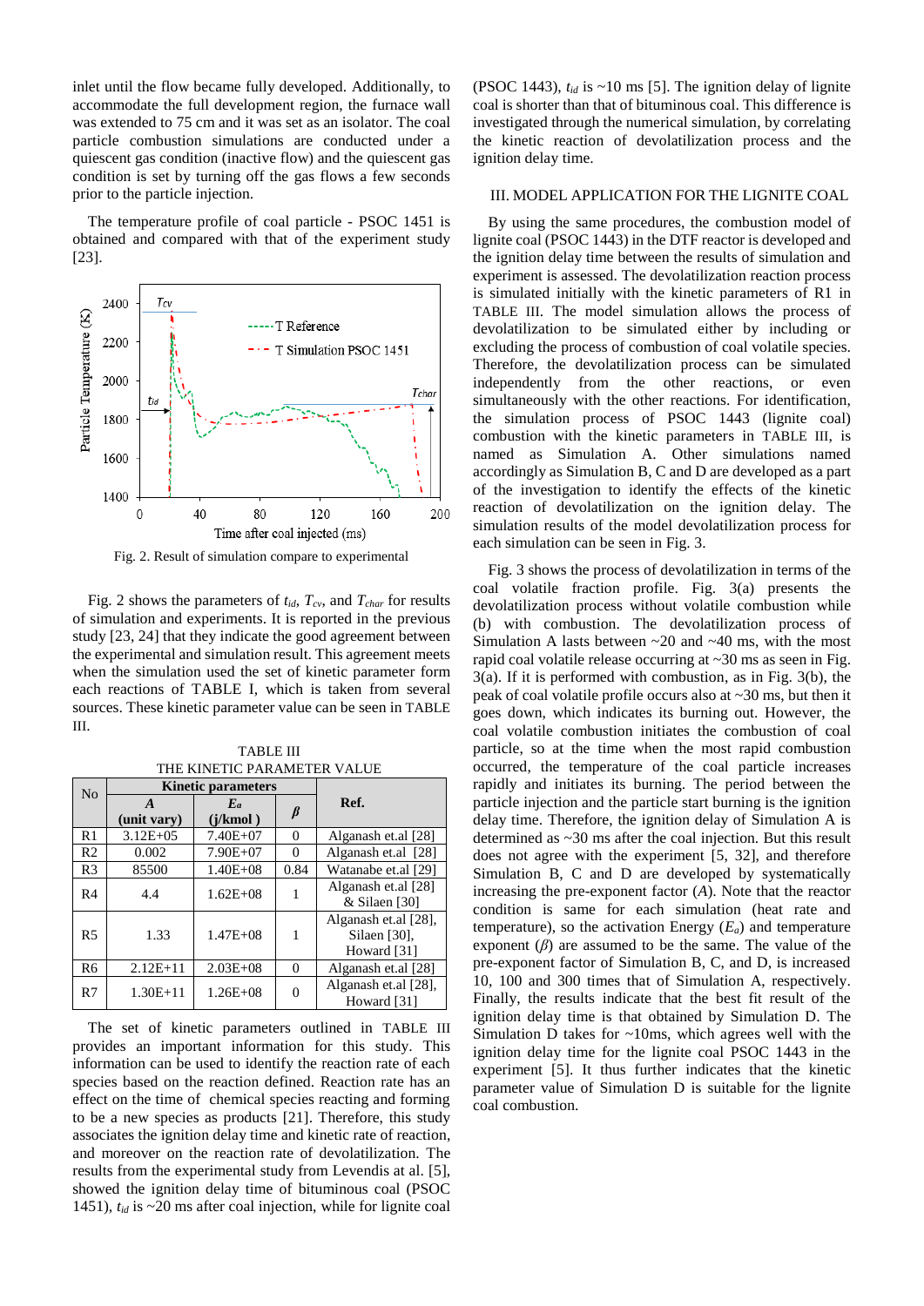inlet until the flow became fully developed. Additionally, to accommodate the full development region, the furnace wall was extended to 75 cm and it was set as an isolator. The coal particle combustion simulations are conducted under a quiescent gas condition (inactive flow) and the quiescent gas condition is set by turning off the gas flows a few seconds prior to the particle injection.

The temperature profile of coal particle - PSOC 1451 is obtained and compared with that of the experiment study [23].

Fig. 2. Result of simulation compare to experimental

Fig. 2 shows the parameters of $t_{id}$, $T_{cv}$, and $T_{char}$ for results of simulation and experiments. It is reported in the previous study [23, 24] that they indicate the good agreement between the experimental and simulation result. This agreement meets when the simulation used the set of kinetic parameter form each reactions of TABLE I, which is taken from several sources. These kinetic parameter value can be seen in TABLE III.

TABLE III
THE KINETIC PARAMETER VALUE

| No | Kinetic parameters | | | Ref. |
|---|---|---|---|---|
| | ***A*** (unit vary) | $E_a$ (j/kmol ) | $\beta$ | |
| R1 | 3.12E+05 | 7.40E+07 | 0 | Alganash et.al [28] |
| R2 | 0.002 | 7.90E+07 | 0 | Alganash et.al [28] |
| R3 | 85500 | 1.40E+08 | 0.84 | Watanabe et.al [29] |
| R4 | 4.4 | 1.62E+08 | 1 | Alganash et.al [28] & Silaen [30] |
| R5 | 1.33 | 1.47E+08 | 1 | Alganash et.al [28], Silaen [30], Howard [31] |
| R6 | 2.12E+11 | 2.03E+08 | 0 | Alganash et.al [28] |
| R7 | 1.30E+11 | 1.26E+08 | 0 | Alganash et.al [28], Howard [31] |

The set of kinetic parameters outlined in TABLE III provides an important information for this study. This information can be used to identify the reaction rate of each species based on the reaction defined. Reaction rate has an effect on the time of chemical species reacting and forming to be a new species as products [21]. Therefore, this study associates the ignition delay time and kinetic rate of reaction, and moreover on the reaction rate of devolatilization. The results from the experimental study from Levendis at al. [5], showed the ignition delay time of bituminous coal (PSOC 1451), $t_{id}$ is ~20 ms after coal injection, while for lignite coal (PSOC 1443), $t_{id}$ is ~10 ms [5]. The ignition delay of lignite coal is shorter than that of bituminous coal. This difference is investigated through the numerical simulation, by correlating the kinetic reaction of devolatilization process and the ignition delay time.

## III. Model Application for the Lignite Coal

By using the same procedures, the combustion model of lignite coal (PSOC 1443) in the DTF reactor is developed and the ignition delay time between the results of simulation and experiment is assessed. The devolatilization reaction process is simulated initially with the kinetic parameters of R1 in TABLE III. The model simulation allows the process of devolatilization to be simulated either by including or excluding the process of combustion of coal volatile species. Therefore, the devolatilization process can be simulated independently from the other reactions, or even simultaneously with the other reactions. For identification, the simulation process of PSOC 1443 (lignite coal) combustion with the kinetic parameters in TABLE III, is named as Simulation A. Other simulations named accordingly as Simulation B, C and D are developed as a part of the investigation to identify the effects of the kinetic reaction of devolatilization on the ignition delay. The simulation results of the model devolatilization process for each simulation can be seen in Fig. 3.

Fig. 3 shows the process of devolatilization in terms of the coal volatile fraction profile. Fig. 3(a) presents the devolatilization process without volatile combustion while (b) with combustion. The devolatilization process of Simulation A lasts between ~20 and ~40 ms, with the most rapid coal volatile release occurring at ~30 ms as seen in Fig. 3(a). If it is performed with combustion, as in Fig. 3(b), the peak of coal volatile profile occurs also at ~30 ms, but then it goes down, which indicates its burning out. However, the coal volatile combustion initiates the combustion of coal particle, so at the time when the most rapid combustion occurred, the temperature of the coal particle increases rapidly and initiates its burning. The period between the particle injection and the particle start burning is the ignition delay time. Therefore, the ignition delay of Simulation A is determined as ~30 ms after the coal injection. But this result does not agree with the experiment [5, 32], and therefore Simulation B, C and D are developed by systematically increasing the pre-exponent factor (*A*). Note that the reactor condition is same for each simulation (heat rate and temperature), so the activation Energy ($E_a$) and temperature exponent ($\beta$) are assumed to be the same. The value of the pre-exponent factor of Simulation B, C, and D, is increased 10, 100 and 300 times that of Simulation A, respectively. Finally, the results indicate that the best fit result of the ignition delay time is that obtained by Simulation D. The Simulation D takes for ~10ms, which agrees well with the ignition delay time for the lignite coal PSOC 1443 in the experiment [5]. It thus further indicates that the kinetic parameter value of Simulation D is suitable for the lignite coal combustion.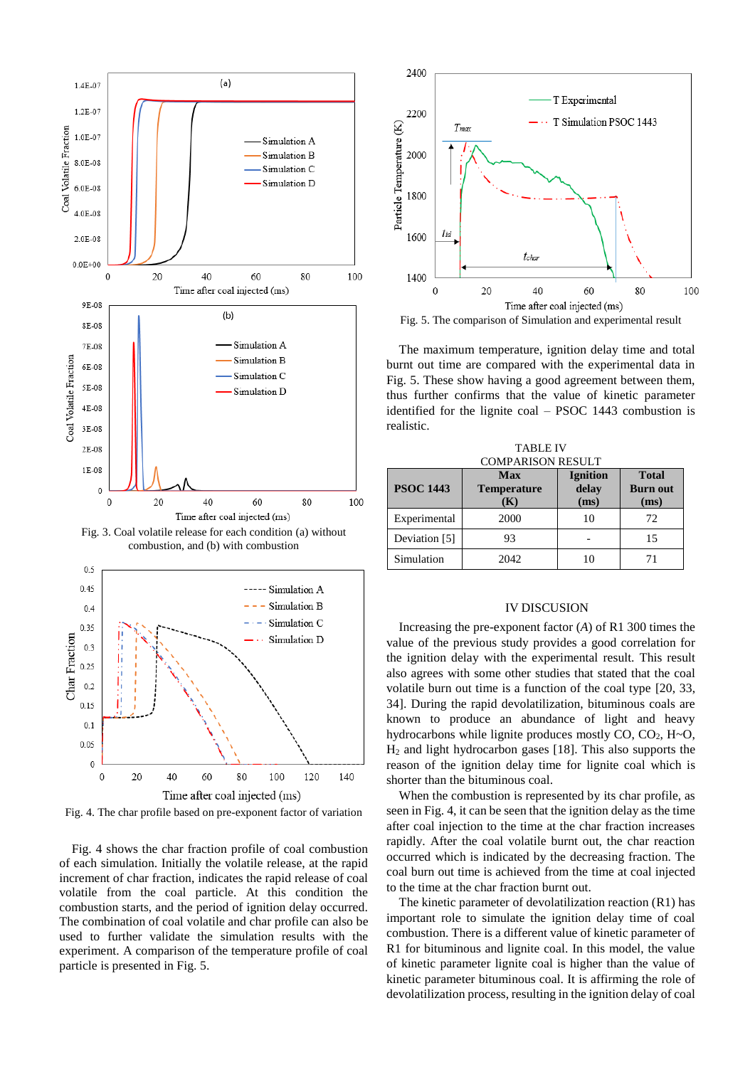Fig. 3. Coal volatile release for each condition (a) without combustion, and (b) with combustion

Fig. 4. The char profile based on pre-exponent factor of variation

Fig. 4 shows the char fraction profile of coal combustion of each simulation. Initially the volatile release, at the rapid increment of char fraction, indicates the rapid release of coal volatile from the coal particle. At this condition the combustion starts, and the period of ignition delay occurred. The combination of coal volatile and char profile can also be used to further validate the simulation results with the experiment. A comparison of the temperature profile of coal particle is presented in Fig. 5.

Fig. 5. The comparison of Simulation and experimental result

The maximum temperature, ignition delay time and total burnt out time are compared with the experimental data in Fig. 5. These show having a good agreement between them, thus further confirms that the value of kinetic parameter identified for the lignite coal – PSOC 1443 combustion is realistic.

TABLE IV
COMPARISON RESULT

| PSOC 1443 | Max Temperature (K) | Ignition delay (ms) | Total Burn out (ms) |
|---|---|---|---|
| Experimental | 2000 | 10 | 72 |
| Deviation [5] | 93 | - | 15 |
| Simulation | 2042 | 10 | 71 |

## IV DISCUSION

Increasing the pre-exponent factor ($A$) of R1 300 times the value of the previous study provides a good correlation for the ignition delay with the experimental result. This result also agrees with some other studies that stated that the coal volatile burn out time is a function of the coal type [20, 33, 34]. During the rapid devolatilization, bituminous coals are known to produce an abundance of light and heavy hydrocarbons while lignite produces mostly CO, $CO_2$, H~O, $H_2$ and light hydrocarbon gases [18]. This also supports the reason of the ignition delay time for lignite coal which is shorter than the bituminous coal.

When the combustion is represented by its char profile, as seen in Fig. 4, it can be seen that the ignition delay as the time after coal injection to the time at the char fraction increases rapidly. After the coal volatile burnt out, the char reaction occurred which is indicated by the decreasing fraction. The coal burn out time is achieved from the time at coal injected to the time at the char fraction burnt out.

The kinetic parameter of devolatilization reaction (R1) has important role to simulate the ignition delay time of coal combustion. There is a different value of kinetic parameter of R1 for bituminous and lignite coal. In this model, the value of kinetic parameter lignite coal is higher than the value of kinetic parameter bituminous coal. It is affirming the role of devolatilization process, resulting in the ignition delay of coal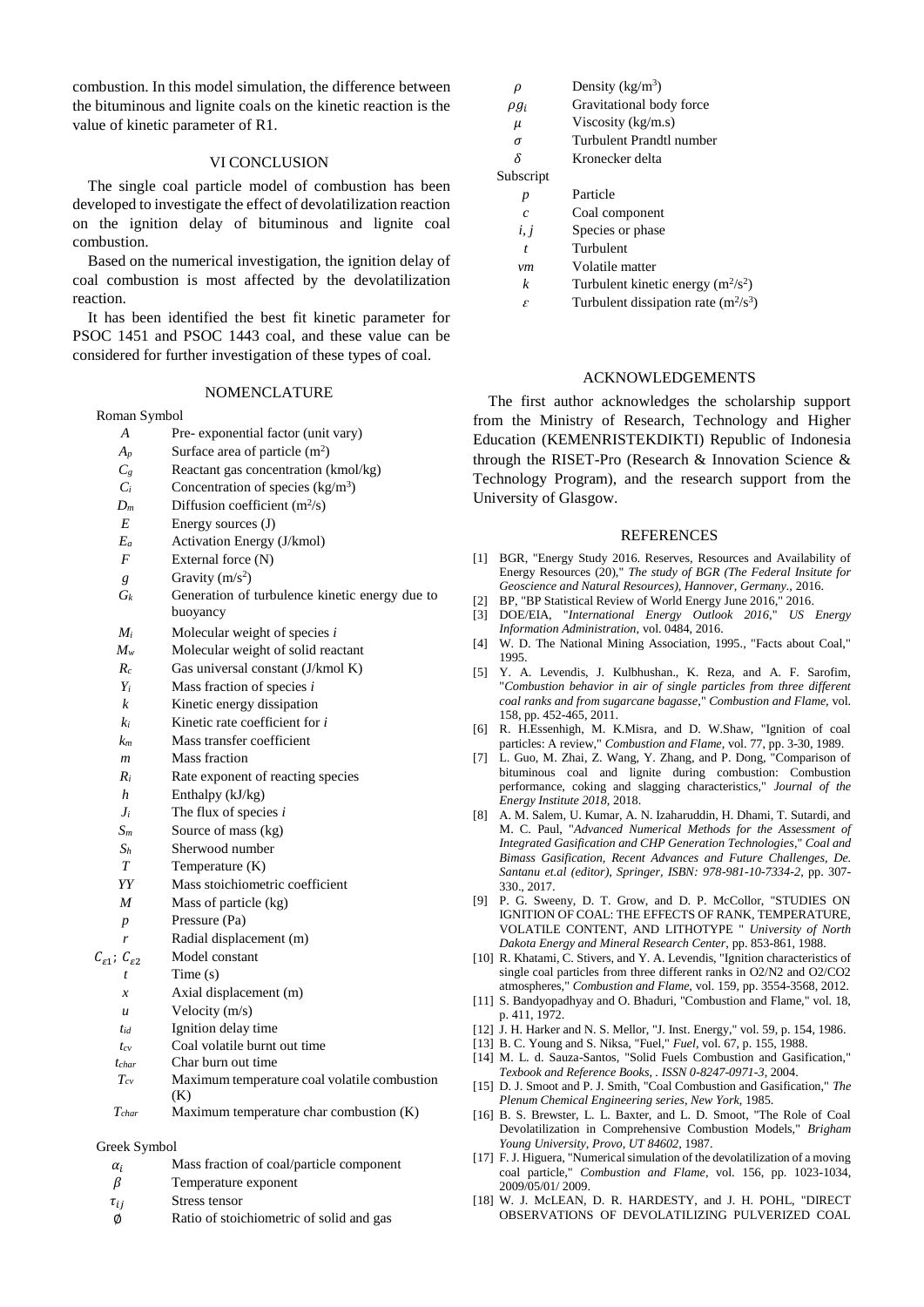combustion. In this model simulation, the difference between the bituminous and lignite coals on the kinetic reaction is the value of kinetic parameter of R1.

## VI CONCLUSION

The single coal particle model of combustion has been developed to investigate the effect of devolatilization reaction on the ignition delay of bituminous and lignite coal combustion.

Based on the numerical investigation, the ignition delay of coal combustion is most affected by the devolatilization reaction.

It has been identified the best fit kinetic parameter for PSOC 1451 and PSOC 1443 coal, and these value can be considered for further investigation of these types of coal.

## NOMENCLATURE

Roman Symbol

| Symbol | Description |
|---|---|
| $A$ | Pre- exponential factor (unit vary) |
| $A_p$ | Surface area of particle ($m^2$) |
| $C_g$ | Reactant gas concentration (kmol/kg) |
| $C_i$ | Concentration of species ($kg/m^3$) |
| $D_m$ | Diffusion coefficient ($m^2/s$) |
| $E$ | Energy sources (J) |
| $E_a$ | Activation Energy (J/kmol) |
| $F$ | External force (N) |
| $g$ | Gravity ($m/s^2$) |
| $G_k$ | Generation of turbulence kinetic energy due to buoyancy |
| $M_i$ | Molecular weight of species $i$ |
| $M_w$ | Molecular weight of solid reactant |
| $R_c$ | Gas universal constant (J/kmol K) |
| $Y_i$ | Mass fraction of species $i$ |
| $k$ | Kinetic energy dissipation |
| $k_i$ | Kinetic rate coefficient for $i$ |
| $k_m$ | Mass transfer coefficient |
| $m$ | Mass fraction |
| $R_i$ | Rate exponent of reacting species |
| $h$ | Enthalpy (kJ/kg) |
| $J_i$ | The flux of species $i$ |
| $S_m$ | Source of mass (kg) |
| $S_h$ | Sherwood number |
| $T$ | Temperature (K) |
| $YY$ | Mass stoichiometric coefficient |
| $M$ | Mass of particle (kg) |
| $p$ | Pressure (Pa) |
| $r$ | Radial displacement (m) |
| $C_{\varepsilon 1}$; $C_{\varepsilon 2}$ | Model constant |
| $t$ | Time (s) |
| $x$ | Axial displacement (m) |
| $u$ | Velocity (m/s) |
| $t_{id}$ | Ignition delay time |
| $t_{cv}$ | Coal volatile burnt out time |
| $t_{char}$ | Char burn out time |
| $T_{cv}$ | Maximum temperature coal volatile combustion (K) |
| $T_{char}$ | Maximum temperature char combustion (K) |

Greek Symbol

| Symbol | Description |
|---|---|
| $\alpha_i$ | Mass fraction of coal/particle component |
| $\beta$ | Temperature exponent |
| $\tau_{ij}$ | Stress tensor |
| $\emptyset$ | Ratio of stoichiometric of solid and gas |
| $\rho$ | Density ($kg/m^3$) |
| $\rho g_i$ | Gravitational body force |
| $\mu$ | Viscosity (kg/m.s) |
| $\sigma$ | Turbulent Prandtl number |
| $\delta$ | Kronecker delta |

Subscript

| Symbol | Description |
|---|---|
| $p$ | Particle |
| $c$ | Coal component |
| $i, j$ | Species or phase |
| $t$ | Turbulent |
| $vm$ | Volatile matter |
| $k$ | Turbulent kinetic energy ($m^2/s^2$) |
| $\varepsilon$ | Turbulent dissipation rate ($m^2/s^3$) |

## ACKNOWLEDGEMENTS

The first author acknowledges the scholarship support from the Ministry of Research, Technology and Higher Education (KEMENRISTEKDIKTI) Republic of Indonesia through the RISET-Pro (Research & Innovation Science & Technology Program), and the research support from the University of Glasgow.

## REFERENCES

[1] BGR, "Energy Study 2016. Reserves, Resources and Availability of Energy Resources (20)," *The study of BGR (The Federal Insitute for Geoscience and Natural Resources), Hannover, Germany.*, 2016.

[2] BP, "BP Statistical Review of World Energy June 2016," 2016.

[3] DOE/EIA, "*International Energy Outlook 2016*," *US Energy Information Administration,* vol. 0484, 2016.

[4] W. D. The National Mining Association, 1995., "Facts about Coal," 1995.

[5] Y. A. Levendis, J. Kulbhushan., K. Reza, and A. F. Sarofim, "*Combustion behavior in air of single particles from three different coal ranks and from sugarcane bagasse*," *Combustion and Flame,* vol. 158, pp. 452-465, 2011.

[6] R. H.Essenhigh, M. K.Misra, and D. W.Shaw, "Ignition of coal particles: A review," *Combustion and Flame,* vol. 77, pp. 3-30, 1989.

[7] L. Guo, M. Zhai, Z. Wang, Y. Zhang, and P. Dong, "Comparison of bituminous coal and lignite during combustion: Combustion performance, coking and slagging characteristics," *Journal of the Energy Institute 2018,* 2018.

[8] A. M. Salem, U. Kumar, A. N. Izaharuddin, H. Dhami, T. Sutardi, and M. C. Paul, "*Advanced Numerical Methods for the Assessment of Integrated Gasification and CHP Generation Technologies*," *Coal and Bimass Gasification, Recent Advances and Future Challenges, De. Santanu et.al (editor), Springer, ISBN: 978-981-10-7334-2,* pp. 307-330., 2017.

[9] P. G. Sweeny, D. T. Grow, and D. P. McCollor, "STUDIES ON IGNITION OF COAL: THE EFFECTS OF RANK, TEMPERATURE, VOLATILE CONTENT, AND LITHOTYPE " *University of North Dakota Energy and Mineral Research Center,* pp. 853-861, 1988.

[10] R. Khatami, C. Stivers, and Y. A. Levendis, "Ignition characteristics of single coal particles from three different ranks in O2/N2 and O2/CO2 atmospheres," *Combustion and Flame,* vol. 159, pp. 3554-3568, 2012.

[11] S. Bandyopadhyay and O. Bhaduri, "Combustion and Flame," vol. 18, p. 411, 1972.

[12] J. H. Harker and N. S. Mellor, "J. Inst. Energy," vol. 59, p. 154, 1986.

[13] B. C. Young and S. Niksa, "Fuel," *Fuel,* vol. 67, p. 155, 1988.

[14] M. L. d. Sauza-Santos, "Solid Fuels Combustion and Gasification," *Texbook and Reference Books, . ISSN 0-8247-0971-3,* 2004.

[15] D. J. Smoot and P. J. Smith, "Coal Combustion and Gasification," *The Plenum Chemical Engineering series, New York,* 1985.

[16] B. S. Brewster, L. L. Baxter, and L. D. Smoot, "The Role of Coal Devolatilization in Comprehensive Combustion Models," *Brigham Young University, Provo, UT 84602,* 1987.

[17] F. J. Higuera, "Numerical simulation of the devolatilization of a moving coal particle," *Combustion and Flame,* vol. 156, pp. 1023-1034, 2009/05/01/ 2009.

[18] W. J. McLEAN, D. R. HARDESTY, and J. H. POHL, "DIRECT OBSERVATIONS OF DEVOLATILIZING PULVERIZED COAL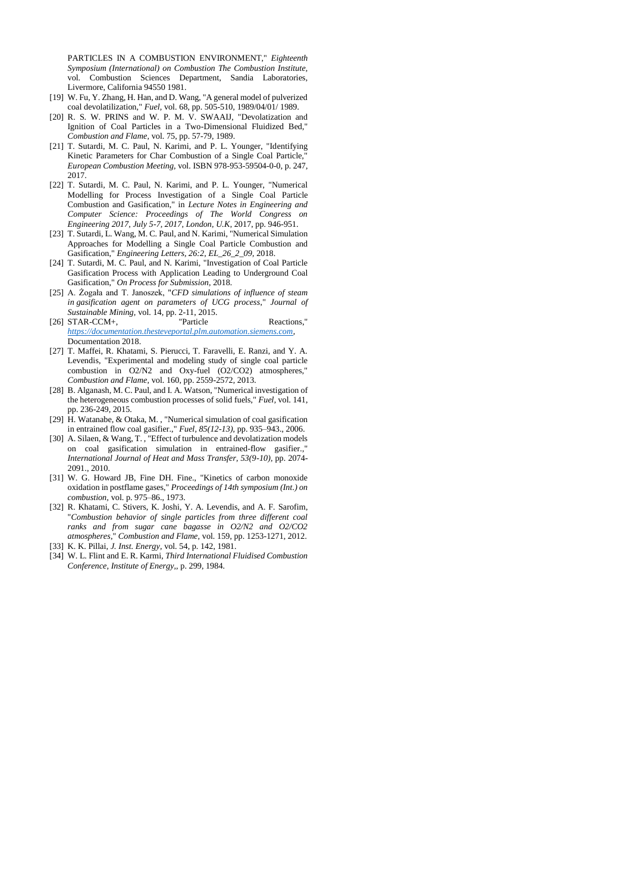PARTICLES IN A COMBUSTION ENVIRONMENT," *Eighteenth Symposium (International) on Combustion The Combustion Institute*, vol. Combustion Sciences Department, Sandia Laboratories, Livermore, California 94550 1981.

[19] W. Fu, Y. Zhang, H. Han, and D. Wang, "A general model of pulverized coal devolatilization," *Fuel*, vol. 68, pp. 505-510, 1989/04/01/ 1989.

[20] R. S. W. PRINS and W. P. M. V. SWAAIJ, "Devolatization and Ignition of Coal Particles in a Two-Dimensional Fluidized Bed," *Combustion and Flame*, vol. 75, pp. 57-79, 1989.

[21] T. Sutardi, M. C. Paul, N. Karimi, and P. L. Younger, "Identifying Kinetic Parameters for Char Combustion of a Single Coal Particle," *European Combustion Meeting*, vol. ISBN 978-953-59504-0-0, p. 247, 2017.

[22] T. Sutardi, M. C. Paul, N. Karimi, and P. L. Younger, "Numerical Modelling for Process Investigation of a Single Coal Particle Combustion and Gasification," in *Lecture Notes in Engineering and Computer Science: Proceedings of The World Congress on Engineering 2017, July 5-7, 2017, London, U.K*, 2017, pp. 946-951.

[23] T. Sutardi, L. Wang, M. C. Paul, and N. Karimi, "Numerical Simulation Approaches for Modelling a Single Coal Particle Combustion and Gasification," *Engineering Letters, 26:2, EL_26_2_09*, 2018.

[24] T. Sutardi, M. C. Paul, and N. Karimi, "Investigation of Coal Particle Gasification Process with Application Leading to Underground Coal Gasification," *On Process for Submission*, 2018.

[25] A. Żogała and T. Janoszek, "*CFD simulations of influence of steam in gasification agent on parameters of UCG process*," *Journal of Sustainable Mining*, vol. 14, pp. 2-11, 2015.

[26] STAR-CCM+, "Particle Reactions," *https://documentation.thesteveportal.plm.automation.siemens.com*, Documentation 2018.

[27] T. Maffei, R. Khatami, S. Pierucci, T. Faravelli, E. Ranzi, and Y. A. Levendis, "Experimental and modeling study of single coal particle combustion in O2/N2 and Oxy-fuel (O2/CO2) atmospheres," *Combustion and Flame*, vol. 160, pp. 2559-2572, 2013.

[28] B. Alganash, M. C. Paul, and I. A. Watson, "Numerical investigation of the heterogeneous combustion processes of solid fuels," *Fuel*, vol. 141, pp. 236-249, 2015.

[29] H. Watanabe, & Otaka, M. , "Numerical simulation of coal gasification in entrained flow coal gasifier.," *Fuel, 85(12-13)*, pp. 935–943., 2006.

[30] A. Silaen, & Wang, T. , "Effect of turbulence and devolatization models on coal gasification simulation in entrained-flow gasifier.," *International Journal of Heat and Mass Transfer, 53(9-10)*, pp. 2074-2091., 2010.

[31] W. G. Howard JB, Fine DH. Fine., "Kinetics of carbon monoxide oxidation in postflame gases," *Proceedings of 14th symposium (Int.) on combustion*, vol. p. 975–86., 1973.

[32] R. Khatami, C. Stivers, K. Joshi, Y. A. Levendis, and A. F. Sarofim, "*Combustion behavior of single particles from three different coal ranks and from sugar cane bagasse in O2/N2 and O2/CO2 atmospheres*," *Combustion and Flame*, vol. 159, pp. 1253-1271, 2012.

[33] K. K. Pillai, *J. Inst. Energy*, vol. 54, p. 142, 1981.

[34] W. L. Flint and E. R. Karmi, *Third International Fluidised Combustion Conference, Institute of Energy,*, p. 299, 1984.